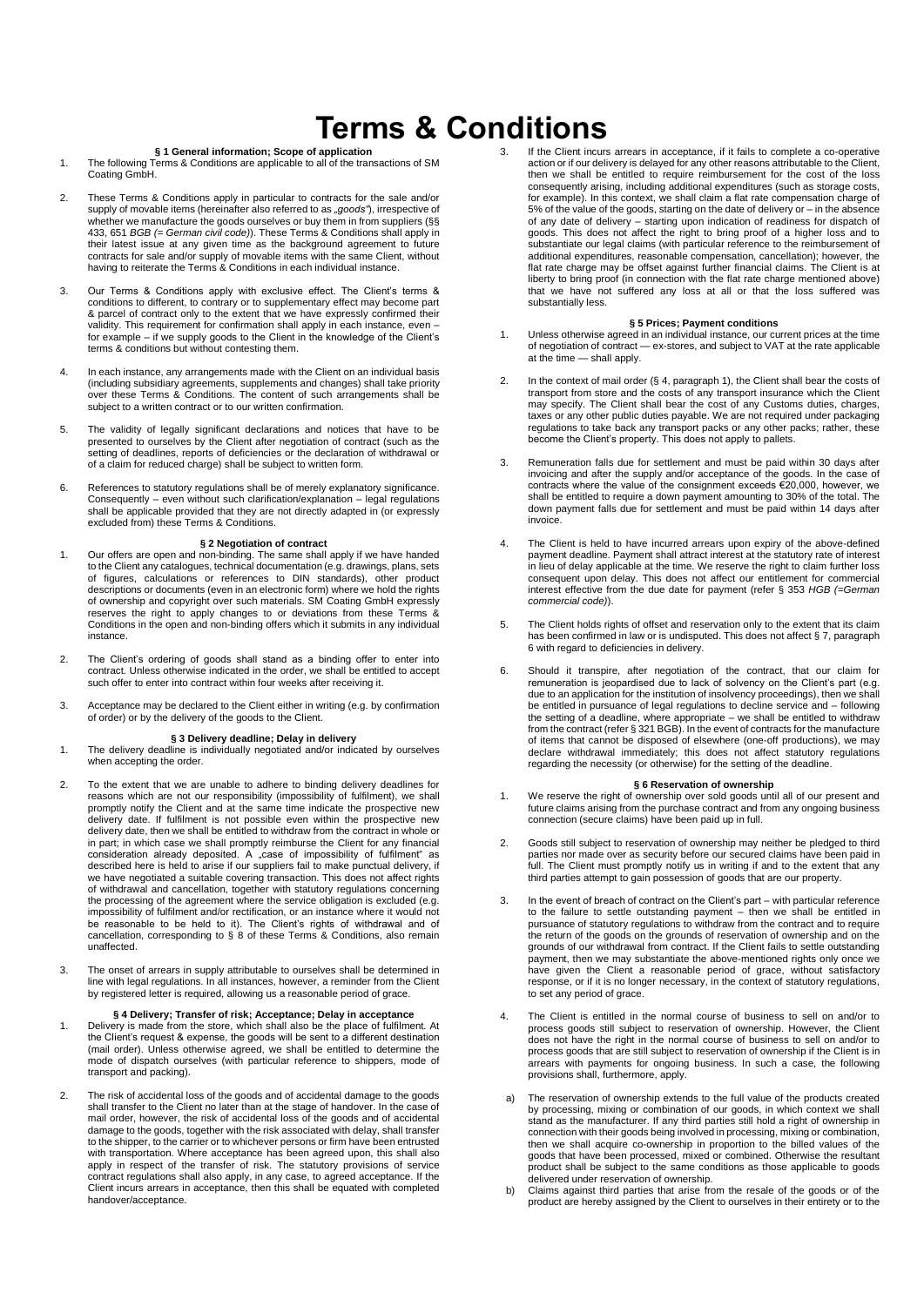# Terms & Conditions

### § 1 General information; Scope of application

1. The following Terms & Conditions are applicable to all of the transactions of SM Coating GmbH.

2. These Terms & Conditions apply in particular to contracts for the sale and/or supply of movable items (hereinafter also referred to as *„goods"*), irrespective of whether we manufacture the goods ourselves or buy them in from suppliers (§§ 433, 651 *BGB (= German civil code)*). These Terms & Conditions shall apply in their latest issue at any given time as the background agreement to future contracts for sale and/or supply of movable items with the same Client, without having to reiterate the Terms & Conditions in each individual instance.

3. Our Terms & Conditions apply with exclusive effect. The Client's terms & conditions to different, to contrary or to supplementary effect may become part & parcel of contract only to the extent that we have expressly confirmed their validity. This requirement for confirmation shall apply in each instance, even – for example – if we supply goods to the Client in the knowledge of the Client's terms & conditions but without contesting them.

4. In each instance, any arrangements made with the Client on an individual basis (including subsidiary agreements, supplements and changes) shall take priority over these Terms & Conditions. The content of such arrangements shall be subject to a written contract or to our written confirmation.

5. The validity of legally significant declarations and notices that have to be presented to ourselves by the Client after negotiation of contract (such as the setting of deadlines, reports of deficiencies or the declaration of withdrawal or of a claim for reduced charge) shall be subject to written form.

6. References to statutory regulations shall be of merely explanatory significance. Consequently – even without such clarification/explanation – legal regulations shall be applicable provided that they are not directly adapted in (or expressly excluded from) these Terms & Conditions.

### § 2 Negotiation of contract

1. Our offers are open and non-binding. The same shall apply if we have handed to the Client any catalogues, technical documentation (e.g. drawings, plans, sets of figures, calculations or references to DIN standards), other product descriptions or documents (even in an electronic form) where we hold the rights of ownership and copyright over such materials. SM Coating GmbH expressly reserves the right to apply changes to or deviations from these Terms & Conditions in the open and non-binding offers which it submits in any individual instance.

2. The Client's ordering of goods shall stand as a binding offer to enter into contract. Unless otherwise indicated in the order, we shall be entitled to accept such offer to enter into contract within four weeks after receiving it.

3. Acceptance may be declared to the Client either in writing (e.g. by confirmation of order) or by the delivery of the goods to the Client.

### § 3 Delivery deadline; Delay in delivery

1. The delivery deadline is individually negotiated and/or indicated by ourselves when accepting the order.

2. To the extent that we are unable to adhere to binding delivery deadlines for reasons which are not our responsibility (impossibility of fulfilment), we shall promptly notify the Client and at the same time indicate the prospective new delivery date. If fulfilment is not possible even within the prospective new delivery date, then we shall be entitled to withdraw from the contract in whole or in part; in which case we shall promptly reimburse the Client for any financial consideration already deposited. A „case of impossibility of fulfilment" as described here is held to arise if our suppliers fail to make punctual delivery, if we have negotiated a suitable covering transaction. This does not affect rights of withdrawal and cancellation, together with statutory regulations concerning the processing of the agreement where the service obligation is excluded (e.g. impossibility of fulfilment and/or rectification, or an instance where it would not be reasonable to be held to it). The Client's rights of withdrawal and of cancellation, corresponding to § 8 of these Terms & Conditions, also remain unaffected.

3. The onset of arrears in supply attributable to ourselves shall be determined in line with legal regulations. In all instances, however, a reminder from the Client by registered letter is required, allowing us a reasonable period of grace.

### § 4 Delivery; Transfer of risk; Acceptance; Delay in acceptance

1. Delivery is made from the store, which shall also be the place of fulfilment. At the Client's request & expense, the goods will be sent to a different destination (mail order). Unless otherwise agreed, we shall be entitled to determine the mode of dispatch ourselves (with particular reference to shippers, mode of transport and packing).

2. The risk of accidental loss of the goods and of accidental damage to the goods shall transfer to the Client no later than at the stage of handover. In the case of mail order, however, the risk of accidental loss of the goods and of accidental damage to the goods, together with the risk associated with delay, shall transfer to the shipper, to the carrier or to whichever persons or firm have been entrusted with transportation. Where acceptance has been agreed upon, this shall also apply in respect of the transfer of risk. The statutory provisions of service contract regulations shall also apply, in any case, to agreed acceptance. If the Client incurs arrears in acceptance, then this shall be equated with completed handover/acceptance.

3. If the Client incurs arrears in acceptance, if it fails to complete a co-operative action or if our delivery is delayed for any other reasons attributable to the Client, then we shall be entitled to require reimbursement for the cost of the loss consequently arising, including additional expenditures (such as storage costs, for example). In this context, we shall claim a flat rate compensation charge of 5% of the value of the goods, starting on the date of delivery or – in the absence of any date of delivery – starting upon indication of readiness for dispatch of goods. This does not affect the right to bring proof of a higher loss and to substantiate our legal claims (with particular reference to the reimbursement of additional expenditures, reasonable compensation, cancellation); however, the flat rate charge may be offset against further financial claims. The Client is at liberty to bring proof (in connection with the flat rate charge mentioned above) that we have not suffered any loss at all or that the loss suffered was substantially less.

### § 5 Prices; Payment conditions

1. Unless otherwise agreed in an individual instance, our current prices at the time of negotiation of contract — ex-stores, and subject to VAT at the rate applicable at the time — shall apply.

2. In the context of mail order (§ 4, paragraph 1), the Client shall bear the costs of transport from store and the costs of any transport insurance which the Client may specify. The Client shall bear the cost of any Customs duties, charges, taxes or any other public duties payable. We are not required under packaging regulations to take back any transport packs or any other packs; rather, these become the Client's property. This does not apply to pallets.

3. Remuneration falls due for settlement and must be paid within 30 days after invoicing and after the supply and/or acceptance of the goods. In the case of contracts where the value of the consignment exceeds €20,000, however, we shall be entitled to require a down payment amounting to 30% of the total. The down payment falls due for settlement and must be paid within 14 days after invoice.

4. The Client is held to have incurred arrears upon expiry of the above-defined payment deadline. Payment shall attract interest at the statutory rate of interest in lieu of delay applicable at the time. We reserve the right to claim further loss consequent upon delay. This does not affect our entitlement for commercial interest effective from the due date for payment (refer § 353 *HGB (=German commercial code)*).

5. The Client holds rights of offset and reservation only to the extent that its claim has been confirmed in law or is undisputed. This does not affect § 7, paragraph 6 with regard to deficiencies in delivery.

6. Should it transpire, after negotiation of the contract, that our claim for remuneration is jeopardised due to lack of solvency on the Client's part (e.g. due to an application for the institution of insolvency proceedings), then we shall be entitled in pursuance of legal regulations to decline service and – following the setting of a deadline, where appropriate – we shall be entitled to withdraw from the contract (refer § 321 BGB). In the event of contracts for the manufacture of items that cannot be disposed of elsewhere (one-off productions), we may declare withdrawal immediately; this does not affect statutory regulations regarding the necessity (or otherwise) for the setting of the deadline.

### § 6 Reservation of ownership

1. We reserve the right of ownership over sold goods until all of our present and future claims arising from the purchase contract and from any ongoing business connection (secure claims) have been paid up in full.

2. Goods still subject to reservation of ownership may neither be pledged to third parties nor made over as security before our secured claims have been paid in full. The Client must promptly notify us in writing if and to the extent that any third parties attempt to gain possession of goods that are our property.

3. In the event of breach of contract on the Client's part – with particular reference to the failure to settle outstanding payment – then we shall be entitled in pursuance of statutory regulations to withdraw from the contract and to require the return of the goods on the grounds of reservation of ownership and on the grounds of our withdrawal from contract. If the Client fails to settle outstanding payment, then we may substantiate the above-mentioned rights only once we have given the Client a reasonable period of grace, without satisfactory response, or if it is no longer necessary, in the context of statutory regulations, to set any period of grace.

4. The Client is entitled in the normal course of business to sell on and/or to process goods still subject to reservation of ownership. However, the Client does not have the right in the normal course of business to sell on and/or to process goods that are still subject to reservation of ownership if the Client is in arrears with payments for ongoing business. In such a case, the following provisions shall, furthermore, apply.

   a) The reservation of ownership extends to the full value of the products created by processing, mixing or combination of our goods, in which context we shall stand as the manufacturer. If any third parties still hold a right of ownership in connection with their goods being involved in processing, mixing or combination, then we shall acquire co-ownership in proportion to the billed values of the goods that have been processed, mixed or combined. Otherwise the resultant product shall be subject to the same conditions as those applicable to goods delivered under reservation of ownership.

   b) Claims against third parties that arise from the resale of the goods or of the product are hereby assigned by the Client to ourselves in their entirety or to the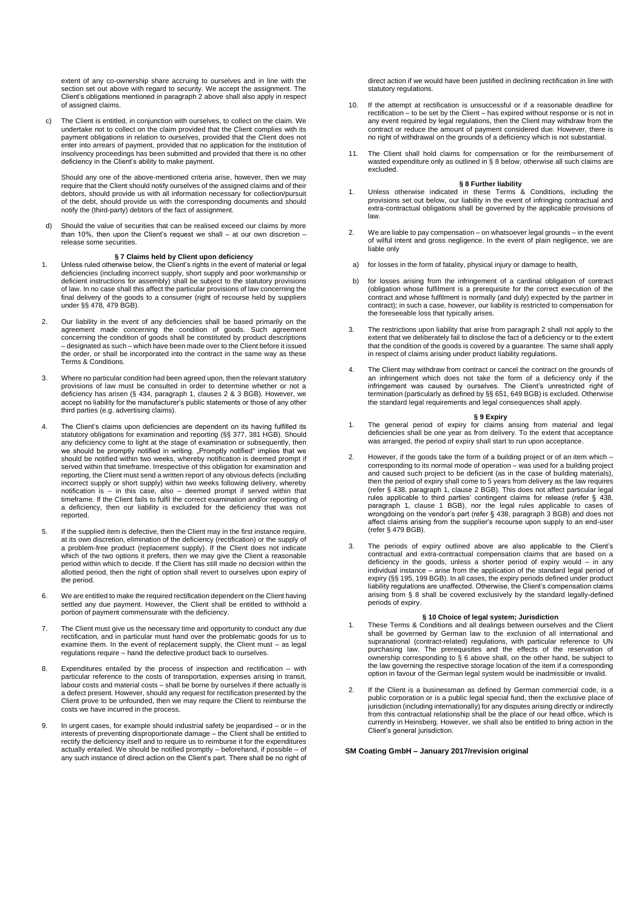extent of any co-ownership share accruing to ourselves and in line with the section set out above with regard to security. We accept the assignment. The Client's obligations mentioned in paragraph 2 above shall also apply in respect of assigned claims.

c) The Client is entitled, in conjunction with ourselves, to collect on the claim. We undertake not to collect on the claim provided that the Client complies with its payment obligations in relation to ourselves, provided that the Client does not enter into arrears of payment, provided that no application for the institution of insolvency proceedings has been submitted and provided that there is no other deficiency in the Client's ability to make payment.

   Should any one of the above-mentioned criteria arise, however, then we may require that the Client should notify ourselves of the assigned claims and of their debtors, should provide us with all information necessary for collection/pursuit of the debt, should provide us with the corresponding documents and should notify the (third-party) debtors of the fact of assignment.

d) Should the value of securities that can be realised exceed our claims by more than 10%, then upon the Client's request we shall – at our own discretion – release some securities.

### § 7 Claims held by Client upon deficiency

1. Unless ruled otherwise below, the Client's rights in the event of material or legal deficiencies (including incorrect supply, short supply and poor workmanship or deficient instructions for assembly) shall be subject to the statutory provisions of law. In no case shall this affect the particular provisions of law concerning the final delivery of the goods to a consumer (right of recourse held by suppliers under §§ 478, 479 BGB).

2. Our liability in the event of any deficiencies shall be based primarily on the agreement made concerning the condition of goods. Such agreement concerning the condition of goods shall be constituted by product descriptions – designated as such – which have been made over to the Client before it issued the order, or shall be incorporated into the contract in the same way as these Terms & Conditions.

3. Where no particular condition had been agreed upon, then the relevant statutory provisions of law must be consulted in order to determine whether or not a deficiency has arisen (§ 434, paragraph 1, clauses 2 & 3 BGB). However, we accept no liability for the manufacturer's public statements or those of any other third parties (e.g. advertising claims).

4. The Client's claims upon deficiencies are dependent on its having fulfilled its statutory obligations for examination and reporting (§§ 377, 381 HGB). Should any deficiency come to light at the stage of examination or subsequently, then we should be promptly notified in writing. „Promptly notified" implies that we should be notified within two weeks, whereby notification is deemed prompt if served within that timeframe. Irrespective of this obligation for examination and reporting, the Client must send a written report of any obvious defects (including incorrect supply or short supply) within two weeks following delivery, whereby notification is – in this case, also – deemed prompt if served within that timeframe. If the Client fails to fulfil the correct examination and/or reporting of a deficiency, then our liability is excluded for the deficiency that was not reported.

5. If the supplied item is defective, then the Client may in the first instance require, at its own discretion, elimination of the deficiency (rectification) or the supply of a problem-free product (replacement supply). If the Client does not indicate which of the two options it prefers, then we may give the Client a reasonable period within which to decide. If the Client has still made no decision within the allotted period, then the right of option shall revert to ourselves upon expiry of the period.

6. We are entitled to make the required rectification dependent on the Client having settled any due payment. However, the Client shall be entitled to withhold a portion of payment commensurate with the deficiency.

7. The Client must give us the necessary time and opportunity to conduct any due rectification, and in particular must hand over the problematic goods for us to examine them. In the event of replacement supply, the Client must – as legal regulations require – hand the defective product back to ourselves.

8. Expenditures entailed by the process of inspection and rectification – with particular reference to the costs of transportation, expenses arising in transit, labour costs and material costs – shall be borne by ourselves if there actually is a defect present. However, should any request for rectification presented by the Client prove to be unfounded, then we may require the Client to reimburse the costs we have incurred in the process.

9. In urgent cases, for example should industrial safety be jeopardised – or in the interests of preventing disproportionate damage – the Client shall be entitled to rectify the deficiency itself and to require us to reimburse it for the expenditures actually entailed. We should be notified promptly – beforehand, if possible – of any such instance of direct action on the Client's part. There shall be no right of direct action if we would have been justified in declining rectification in line with statutory regulations.

10. If the attempt at rectification is unsuccessful or if a reasonable deadline for rectification – to be set by the Client – has expired without response or is not in any event required by legal regulations, then the Client may withdraw from the contract or reduce the amount of payment considered due. However, there is no right of withdrawal on the grounds of a deficiency which is not substantial.

11. The Client shall hold claims for compensation or for the reimbursement of wasted expenditure only as outlined in § 8 below, otherwise all such claims are excluded.

### § 8 Further liability

1. Unless otherwise indicated in these Terms & Conditions, including the provisions set out below, our liability in the event of infringing contractual and extra-contractual obligations shall be governed by the applicable provisions of law.

2. We are liable to pay compensation – on whatsoever legal grounds – in the event of wilful intent and gross negligence. In the event of plain negligence, we are liable only

   a) for losses in the form of fatality, physical injury or damage to health,

   b) for losses arising from the infringement of a cardinal obligation of contract (obligation whose fulfilment is a prerequisite for the correct execution of the contract and whose fulfilment is normally (and duly) expected by the partner in contract); in such a case, however, our liability is restricted to compensation for the foreseeable loss that typically arises.

3. The restrictions upon liability that arise from paragraph 2 shall not apply to the extent that we deliberately fail to disclose the fact of a deficiency or to the extent that the condition of the goods is covered by a guarantee. The same shall apply in respect of claims arising under product liability regulations.

4. The Client may withdraw from contract or cancel the contract on the grounds of an infringement which does not take the form of a deficiency only if the infringement was caused by ourselves. The Client's unrestricted right of termination (particularly as defined by §§ 651, 649 BGB) is excluded. Otherwise the standard legal requirements and legal consequences shall apply.

### § 9 Expiry

1. The general period of expiry for claims arising from material and legal deficiencies shall be one year as from delivery. To the extent that acceptance was arranged, the period of expiry shall start to run upon acceptance.

2. However, if the goods take the form of a building project or of an item which – corresponding to its normal mode of operation – was used for a building project and caused such project to be deficient (as in the case of building materials), then the period of expiry shall come to 5 years from delivery as the law requires (refer § 438, paragraph 1, clause 2 BGB). This does not affect particular legal rules applicable to third parties' contingent claims for release (refer § 438, paragraph 1, clause 1 BGB), nor the legal rules applicable to cases of wrongdoing on the vendor's part (refer § 438, paragraph 3 BGB) and does not affect claims arising from the supplier's recourse upon supply to an end-user (refer § 479 BGB).

3. The periods of expiry outlined above are also applicable to the Client's contractual and extra-contractual compensation claims that are based on a deficiency in the goods, unless a shorter period of expiry would – in any individual instance – arise from the application of the standard legal period of expiry (§§ 195, 199 BGB). In all cases, the expiry periods defined under product liability regulations are unaffected. Otherwise, the Client's compensation claims arising from § 8 shall be covered exclusively by the standard legally-defined periods of expiry.

### § 10 Choice of legal system; Jurisdiction

1. These Terms & Conditions and all dealings between ourselves and the Client shall be governed by German law to the exclusion of all international and supranational (contract-related) regulations, with particular reference to UN purchasing law. The prerequisites and the effects of the reservation of ownership corresponding to § 6 above shall, on the other hand, be subject to the law governing the respective storage location of the item if a corresponding option in favour of the German legal system would be inadmissible or invalid.

2. If the Client is a businessman as defined by German commercial code, is a public corporation or is a public legal special fund, then the exclusive place of jurisdiction (including internationally) for any disputes arising directly or indirectly from this contractual relationship shall be the place of our head office, which is currently in Heinsberg. However, we shall also be entitled to bring action in the Client's general jurisdiction.

**SM Coating GmbH – January 2017/revision original**